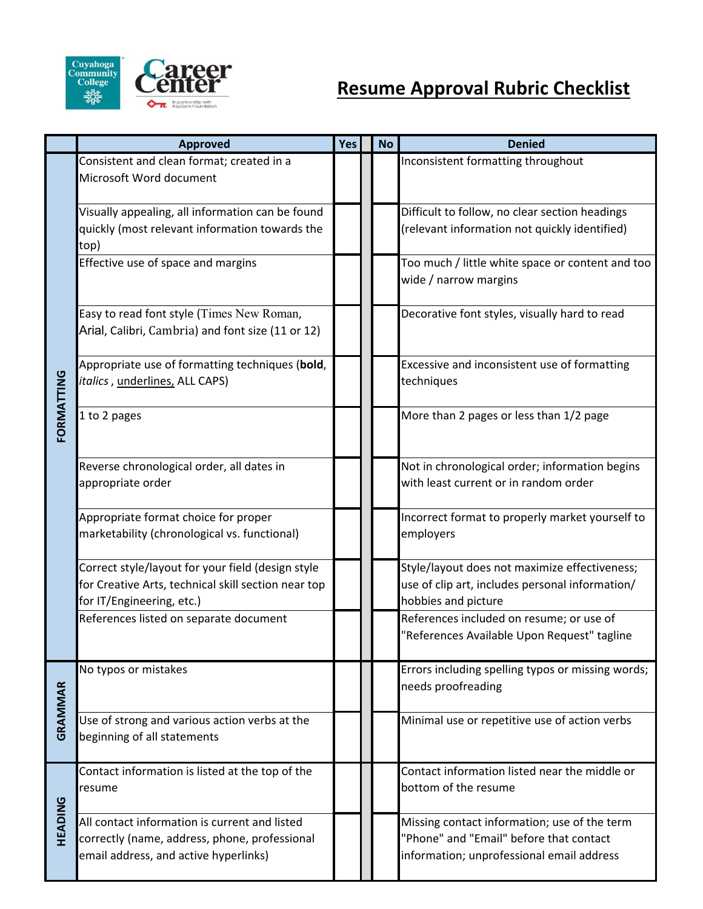Cuyahoga Community College Career Center

# Resume Approval Rubric Checklist

| | Approved | Yes | | No | Denied |
|---|---|---|---|---|---|
| FORMATTING | Consistent and clean format; created in a Microsoft Word document | | | | Inconsistent formatting throughout |
| | Visually appealing, all information can be found quickly (most relevant information towards the top) | | | | Difficult to follow, no clear section headings (relevant information not quickly identified) |
| | Effective use of space and margins | | | | Too much / little white space or content and too wide / narrow margins |
| | Easy to read font style (Times New Roman, Arial, Calibri, Cambria) and font size (11 or 12) | | | | Decorative font styles, visually hard to read |
| | Appropriate use of formatting techniques (**bold**, *italics* , underlines, ALL CAPS) | | | | Excessive and inconsistent use of formatting techniques |
| | 1 to 2 pages | | | | More than 2 pages or less than 1/2 page |
| | Reverse chronological order, all dates in appropriate order | | | | Not in chronological order; information begins with least current or in random order |
| | Appropriate format choice for proper marketability (chronological vs. functional) | | | | Incorrect format to properly market yourself to employers |
| | Correct style/layout for your field (design style for Creative Arts, technical skill section near top for IT/Engineering, etc.) | | | | Style/layout does not maximize effectiveness; use of clip art, includes personal information/ hobbies and picture |
| | References listed on separate document | | | | References included on resume; or use of "References Available Upon Request" tagline |
| GRAMMAR | No typos or mistakes | | | | Errors including spelling typos or missing words; needs proofreading |
| | Use of strong and various action verbs at the beginning of all statements | | | | Minimal use or repetitive use of action verbs |
| HEADING | Contact information is listed at the top of the resume | | | | Contact information listed near the middle or bottom of the resume |
| | All contact information is current and listed correctly (name, address, phone, professional email address, and active hyperlinks) | | | | Missing contact information; use of the term "Phone" and "Email" before that contact information; unprofessional email address |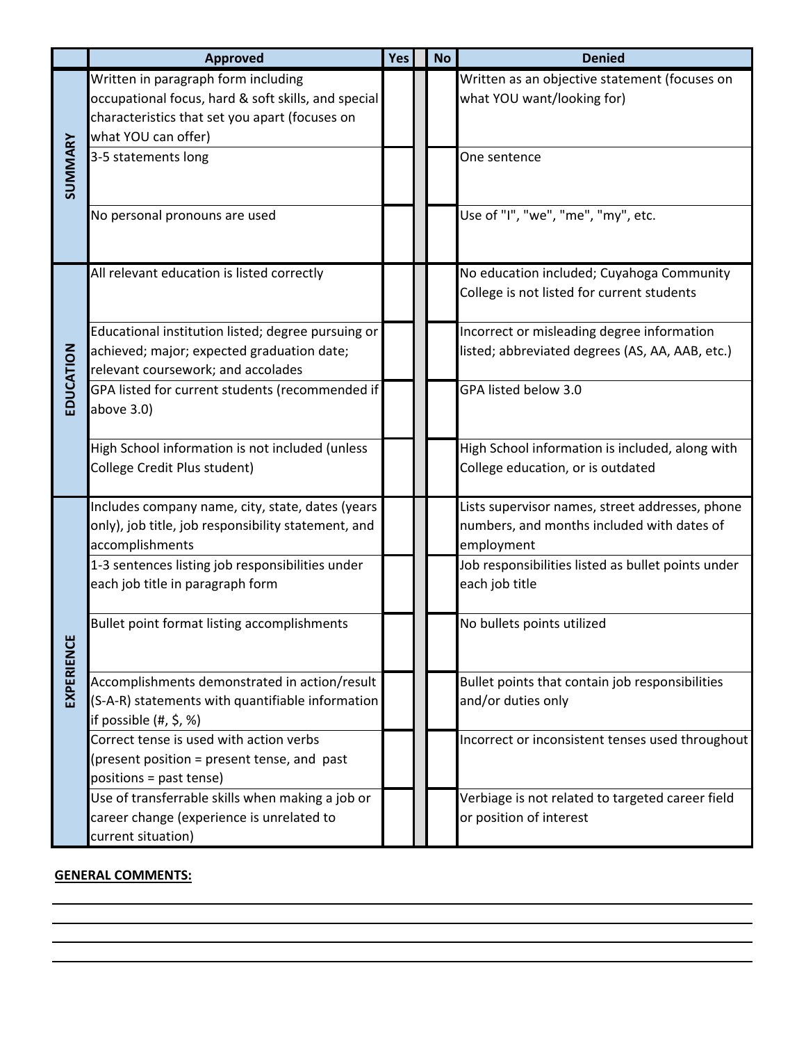| | Approved | Yes | | No | Denied |
|---|---|---|---|---|---|
| SUMMARY | Written in paragraph form including occupational focus, hard & soft skills, and special characteristics that set you apart (focuses on what YOU can offer) | | | | Written as an objective statement (focuses on what YOU want/looking for) |
| | 3-5 statements long | | | | One sentence |
| | No personal pronouns are used | | | | Use of "I", "we", "me", "my", etc. |
| EDUCATION | All relevant education is listed correctly | | | | No education included; Cuyahoga Community College is not listed for current students |
| | Educational institution listed; degree pursuing or achieved; major; expected graduation date; relevant coursework; and accolades | | | | Incorrect or misleading degree information listed; abbreviated degrees (AS, AA, AAB, etc.) |
| | GPA listed for current students (recommended if above 3.0) | | | | GPA listed below 3.0 |
| | High School information is not included (unless College Credit Plus student) | | | | High School information is included, along with College education, or is outdated |
| EXPERIENCE | Includes company name, city, state, dates (years only), job title, job responsibility statement, and accomplishments | | | | Lists supervisor names, street addresses, phone numbers, and months included with dates of employment |
| | 1-3 sentences listing job responsibilities under each job title in paragraph form | | | | Job responsibilities listed as bullet points under each job title |
| | Bullet point format listing accomplishments | | | | No bullets points utilized |
| | Accomplishments demonstrated in action/result (S-A-R) statements with quantifiable information if possible (#, $, %) | | | | Bullet points that contain job responsibilities and/or duties only |
| | Correct tense is used with action verbs (present position = present tense, and past positions = past tense) | | | | Incorrect or inconsistent tenses used throughout |
| | Use of transferrable skills when making a job or career change (experience is unrelated to current situation) | | | | Verbiage is not related to targeted career field or position of interest |

**GENERAL COMMENTS:**